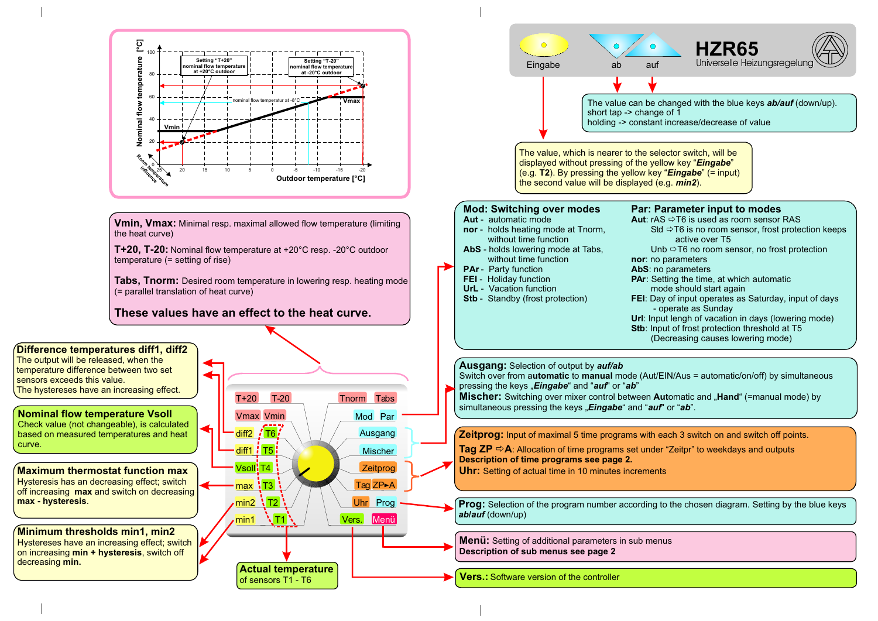# HZR65

Universelle Heizungsregelung

Eingabe | ab | auf

The value can be changed with the blue keys ***ab/auf*** (down/up).
short tap -> change of 1
holding -> constant increase/decrease of value

The value, which is nearer to the selector switch, will be displayed without pressing of the yellow key "***Eingabe***" (e.g. **T2**). By pressing the yellow key "***Eingabe***" (= input) the second value will be displayed (e.g. ***min2***).

Nominal flow temperature [°C] / Outdoor temperature [°C] / Room temperature influence

Setting "T+20" nominal flow temperature at +20°C outdoor

Setting "T-20" nominal flow temperature at -20°C outdoor

nominal flow temperatur at -8°C

Vmin, Vmax

**Vmin, Vmax:** Minimal resp. maximal allowed flow temperature (limiting the heat curve)

**T+20, T-20:** Nominal flow temperature at +20°C resp. -20°C outdoor temperature (= setting of rise)

**Tabs, Tnorm:** Desired room temperature in lowering resp. heating mode (= parallel translation of heat curve)

**These values have an effect to the heat curve.**

## Mod: Switching over modes

- **Aut** - automatic mode
- **nor** - holds heating mode at Tnorm, without time function
- **AbS** - holds lowering mode at Tabs, without time function
- **PAr** - Party function
- **FEI** - Holiday function
- **UrL** - Vacation function
- **Stb** - Standby (frost protection)

## Par: Parameter input to modes

**Aut**: rAS ⇨T6 is used as room sensor RAS
Std ⇨T6 is no room sensor, frost protection keeps active over T5
Unb ⇨T6 no room sensor, no frost protection

**nor**: no parameters

**AbS**: no parameters

**PAr**: Setting the time, at which automatic mode should start again

**FEI**: Day of input operates as Saturday, input of days - operate as Sunday

**Url**: Input lengh of vacation in days (lowering mode)

**Stb**: Input of frost protection threshold at T5 (Decreasing causes lowering mode)

**Ausgang:** Selection of output by ***auf/ab***
Switch over from **automatic** to **manual** mode (Aut/EIN/Aus = automatic/on/off) by simultaneous pressing the keys „***Eingabe***" and "***auf***" or "***ab***"

**Mischer:** Switching over mixer control between **Aut**omatic and „**Hand**" (=manual mode) by simultaneous pressing the keys „***Eingabe***" and "***auf***" or "***ab***".

**Zeitprog:** Input of maximal 5 time programs with each 3 switch on and switch off points.

**Tag ZP ⇨A:** Allocation of time programs set under "Zeitpr" to weekdays and outputs
**Description of time programs see page 2.**

**Uhr:** Setting of actual time in 10 minutes increments

**Prog:** Selection of the program number according to the chosen diagram. Setting by the blue keys ***ab***/***auf*** (down/up)

**Menü:** Setting of additional parameters in sub menus
**Description of sub menus see page 2**

**Vers.:** Software version of the controller

## Difference temperatures diff1, diff2

The output will be released, when the temperature difference between two set sensors exceeds this value.
The hystereses have an increasing effect.

## Nominal flow temperature Vsoll

Check value (not changeable), is calculated based on measured temperatures and heat curve.

## Maximum thermostat function max

Hysteresis has an decreasing effect; switch off increasing **max** and switch on decreasing **max - hysteresis**.

## Minimum thresholds min1, min2

Hystereses have an increasing effect; switch on increasing **min + hysteresis**, switch off decreasing **min.**

## Actual temperature

of sensors T1 - T6

Selector switch positions: T+20, T-20, Tnorm, Tabs, Vmax, Vmin, Mod, Par, diff2/T6, Ausgang, diff1/T5, Mischer, Vsoll/T4, Zeitprog, max/T3, Tag ZP▸A, min2/T2, Uhr, Prog, min1/T1, Vers., Menü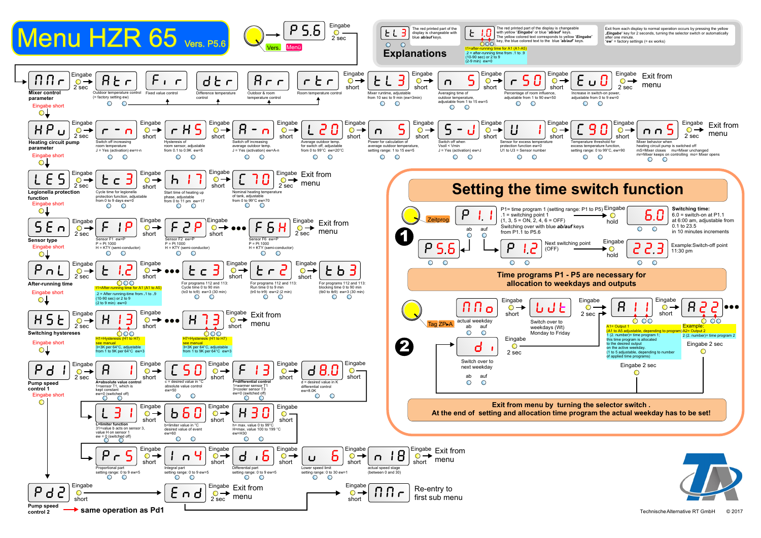# Menu HZR 65 Vers. P5.6

Vers. Menü — P5.6 — Eingabe 2 sec

## Explanations

tL3 — The red printed part of the display is changeable with blue *ab/auf* keys.

t 1.0 — The red printed part of the display is changeable with yellow "*Eingabe*" or blue "*ab/auf*" keys. The yellow colored text corresponds to yellow "*Eingabe*" key, the blue colored text to the blue "*ab/auf*" keys.

t1=after-running time for A1 (A1-A5)
.2 = after-running time from .1 to .9 (10-90 sec) or 2 to 9 (2-9 min) ew=0

Exit from each display to normal operation occurs by pressing the yellow „*Eingabe*" key for 2 seconds, turning the selector switch or automatically after one minute.
"*ew*" = factory settings (= ex works)

## Mixer control parameter

Eingabe 2 sec → **MMr**

- **Atr** — Outdoor temperature control (= factory setting ew)
- **Fir** — Fixed value control
- **dtr** — Difference temperature control
- **Arr** — Outdoor & room temperature control
- **rtr** — Room temperature control
- Eingabe short → **tL3** — Mixer runtime, adjustable from 10 sec to 9 min (ew=3min)
- Eingabe short → **n 5** — Averaging time of outdoor temperature, adjustable from 1 to 15 ew=5
- Eingabe short → **r50** — Percentage of room influence, adjustable from 1 to 90 ew=50
- Eingabe short → **Eu0** — Increase in switch-on power, adjustable from 0 to 9 ew=0
- Eingabe 2 sec → Exit from menu

Eingabe short

## Heating circuit pump parameter

Eingabe 2 sec → **HPu**

- Eingabe short → **r - n** — Switch off increasing room temperature. J = Yes (activation) ew=r-n
- Eingabe short → **rH5** — Hysteresis of room sensor, adjustable from 0.1 to 0.9K ew=5
- Eingabe short → **A - n** — Switch off increasing average outdoor temp. J = Yes (activation) ew=A-n
- Eingabe short → **L20** — Average outdoor temp. for switch off, adjustable from 0 to 99°C ew=20°C
- Eingabe short → **n 5** — Power for calculation of average outdoor temperature, setting range: 1 to 15 ew=5
- Eingabe short → **5 - J** — Switch off when Vsoll < Vmin. J = Yes (activation) ew=J
- Eingabe short → **U 1** — Sensor for excess temperature protection function ew=0. U1 to U3 = Sensor number
- Eingabe short → **C90** — Temperature threshold for excess temperature function, setting range: 0 to 99°C, ew=90
- Eingabe short → **mm5** — Mixer behavior when heating circuit pump is switched off. mS=Mixer closes mu=Mixer unchanged mr=Mixer keeps on controlling mo= Mixer opens
- Eingabe 2 sec → Exit from menu

Eingabe short

## Legionella protection function

Eingabe 2 sec → **LE5**

- Eingabe short → **tc3** — Cycle time for legionella protection function, adjustable from 0 to 9 days ew=0
- Eingabe short → **h17** — Start time of heating up phase, adjustable from 0 to 11 pm ew=17
- Eingabe short → **C70** — Nominal heating temperature of tank, adjustable from 0 to 99°C ew=70
- Eingabe 2 sec → Exit from menu

Eingabe short

## Sensor type

Eingabe 2 sec → **5En**

- Eingabe short → **F1P** — Sensor F1 ew=P. P = Pt 1000, H = KTY (semi-conductor)
- Eingabe short → **F2P** — Sensor F2 ew=P. P = Pt 1000, H = KTY (semi-conductor)
- •••
- Eingabe short → **F6H** — Sensor F6 ew=P. P = Pt 1000, H = KTY (semi-conductor)
- Eingabe 2 sec → Exit from menu

Eingabe short

## After-running time

Eingabe 2 sec → **PnL**

- Eingabe short → **t 1.2** — t1=After-running time for A1 (A1 to A5). .2 = After running-time from .1 to .9 (10-90 sec) or 2 to 9 (2 to 9 min) ew=0
- •••
- Eingabe short → **tc3** — For programs 112 and 113: Cycle time 0 to 90 min (tc0 to tc9) ew=3 (30 min)
- Eingabe short → **tr2** — For programs 112 and 113: Run time 0 to 9 min (tr0 to tr9) ew=2 (2 min)
- Eingabe short → **tb3** — For programs 112 and 113: waiting time 0 to 90 min (tb0 to tb9) ew=3 (30 min)

Eingabe short

## Switching hystereses

Eingabe 2 sec → **H5t**

- Eingabe short → **H13** — H1=Hysteresis (H1 to H7) see manual. 3=3K per 64°C, adjustable from 1 to 9K per 64°C ew=3
- •••
- **H73** — H7=Hysteresis (H1 to H7) see manual. 3=3K per 64°C, adjustable from 1 to 9K per 64°C ew=3
- Eingabe short → Exit from menu

Eingabe short

## Pump speed control 1

Eingabe 2 sec → **Pd1**

- Eingabe short → **A 1** — A=absolute value control. 1=sensor T1, which is kept constant. ew=0 (switched off)
- Eingabe short → **C50** — c = desired value in °C absolute value control ew=50
- Eingabe short → **F13** — F=differential control. 1=warmer sensor T1, 3=cooler sensor T3. ew=0 (switched off)
- Eingabe short → **d8.0** — d = desired value in K differential control ew=8.0K
- Eingabe short → **L31** — L=limiter function. 31=value b acts on sensor 3, value H on sensor 1. ew = 0 (switched off)
- Eingabe short → **b60** — b=limiter value in °C desired value of event ew=60
- Eingabe short → **H30** — h= max. value 0 to 99°C, H=max. value 100 to 199 °C, ew=H30
- Eingabe short → **Pr5** — Proportional part, setting range: 0 to 9 ew=5
- Eingabe short → **In4** — Integral part, setting range: 0 to 9 ew=5
- Eingabe short → **d16** — Differential part, setting range: 0 to 9 ew=5
- Eingabe short → **u 6** — Lower speed limit, setting range: 0 to 30 ew=1
- Eingabe short → **n18** — actual speed stage (between 0 and 30)
- Eingabe short → Exit from menu

## Pump speed control 2

**Pd2** — Eingabe short → **same operation as Pd1**

**End** — Eingabe 2 sec → Exit from menu; Eingabe short → **MMr** — Re-entry to first sub menu

## Setting the time switch function

**1** Zeitprog

**P1.1** — P1= time program 1 (setting range: P1 to P5). .1 = switching point 1 (1, 3, 5 = ON, 2, 4, 6 = OFF). Switching over with blue *ab/auf* keys from P1.1 to P5.6 — ab / auf

Eingabe hold → **6.0** — **Switching time:** 6.0 = switch-on at P1.1 at 6:00 am, adjustable from 0.1 to 23.5 in 10 minutes increments

**P5.6** ← ; → **P1.2** — Next switching point (OFF)

Eingabe hold → **22.3** — Example: Switch-off point 11:30 pm

**Time programs P1 - P5 are necessary for allocation to weekdays and outputs**

**2** Tag ZP►A

**MMo** — actual weekday — ab / auf

Eingabe short → **WWt** — Switch over to weekdays (Wt) Monday to Friday

Eingabe 2 sec → **A11** — A1= Output 1 (A1 to A5 adjustable, depending to program). 1 (2. number)= time program 1; this time program is allocated to the desired output on the active weekday. (1 to 5 adjustable, depending to number of applied time programs)

Eingabe short → **A22** ••• — Example: A2= Output 2. 2 (2. number)= time program 2

Eingabe 2 sec / Eingabe 2 sec

Eingabe 2 sec → **d1** — Switch over to next weekday — ab / auf

**Exit from menu by turning the selector switch.**
**At the end of setting and allocation time program the actual weekday has to be set!**

Technische Alternative RT GmbH © 2017